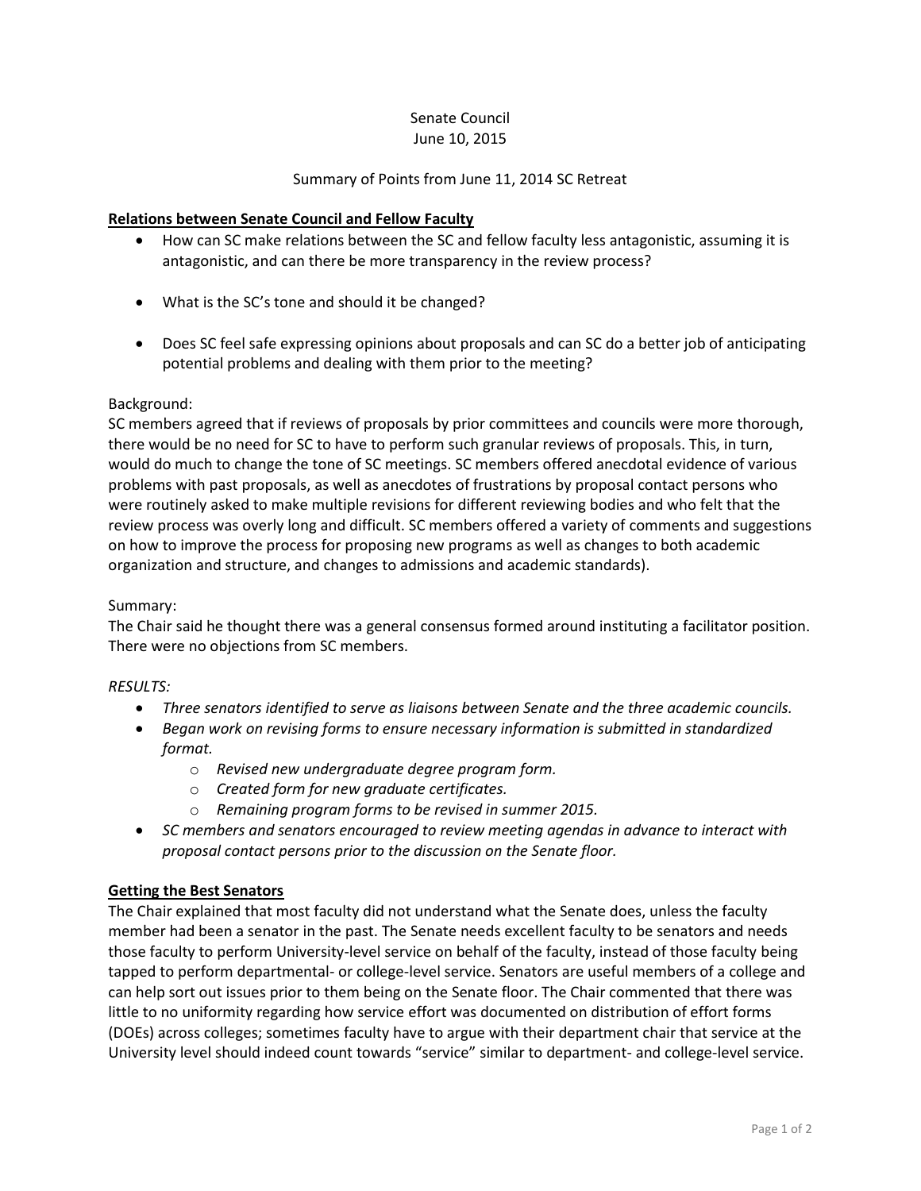Senate Council
June 10, 2015

Summary of Points from June 11, 2014 SC Retreat

**Relations between Senate Council and Fellow Faculty**

- How can SC make relations between the SC and fellow faculty less antagonistic, assuming it is antagonistic, and can there be more transparency in the review process?
- What is the SC's tone and should it be changed?
- Does SC feel safe expressing opinions about proposals and can SC do a better job of anticipating potential problems and dealing with them prior to the meeting?

Background:
SC members agreed that if reviews of proposals by prior committees and councils were more thorough, there would be no need for SC to have to perform such granular reviews of proposals. This, in turn, would do much to change the tone of SC meetings. SC members offered anecdotal evidence of various problems with past proposals, as well as anecdotes of frustrations by proposal contact persons who were routinely asked to make multiple revisions for different reviewing bodies and who felt that the review process was overly long and difficult. SC members offered a variety of comments and suggestions on how to improve the process for proposing new programs as well as changes to both academic organization and structure, and changes to admissions and academic standards).

Summary:
The Chair said he thought there was a general consensus formed around instituting a facilitator position. There were no objections from SC members.

*RESULTS:*

- *Three senators identified to serve as liaisons between Senate and the three academic councils.*
- *Began work on revising forms to ensure necessary information is submitted in standardized format.*
  - *Revised new undergraduate degree program form.*
  - *Created form for new graduate certificates.*
  - *Remaining program forms to be revised in summer 2015.*
- *SC members and senators encouraged to review meeting agendas in advance to interact with proposal contact persons prior to the discussion on the Senate floor.*

**Getting the Best Senators**

The Chair explained that most faculty did not understand what the Senate does, unless the faculty member had been a senator in the past. The Senate needs excellent faculty to be senators and needs those faculty to perform University-level service on behalf of the faculty, instead of those faculty being tapped to perform departmental- or college-level service. Senators are useful members of a college and can help sort out issues prior to them being on the Senate floor. The Chair commented that there was little to no uniformity regarding how service effort was documented on distribution of effort forms (DOEs) across colleges; sometimes faculty have to argue with their department chair that service at the University level should indeed count towards "service" similar to department- and college-level service.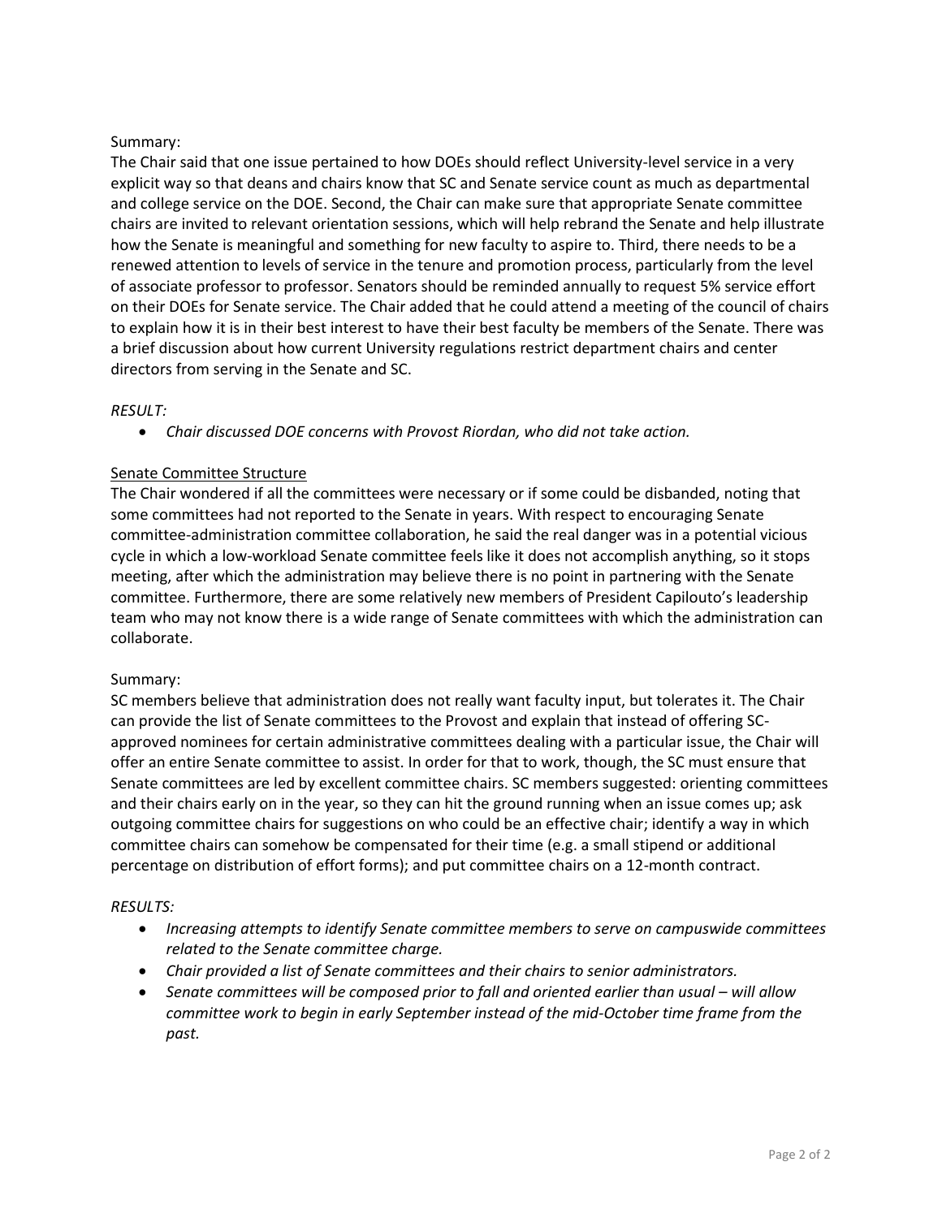Summary:
The Chair said that one issue pertained to how DOEs should reflect University-level service in a very explicit way so that deans and chairs know that SC and Senate service count as much as departmental and college service on the DOE. Second, the Chair can make sure that appropriate Senate committee chairs are invited to relevant orientation sessions, which will help rebrand the Senate and help illustrate how the Senate is meaningful and something for new faculty to aspire to. Third, there needs to be a renewed attention to levels of service in the tenure and promotion process, particularly from the level of associate professor to professor. Senators should be reminded annually to request 5% service effort on their DOEs for Senate service. The Chair added that he could attend a meeting of the council of chairs to explain how it is in their best interest to have their best faculty be members of the Senate. There was a brief discussion about how current University regulations restrict department chairs and center directors from serving in the Senate and SC.

*RESULT:*

- *Chair discussed DOE concerns with Provost Riordan, who did not take action.*

<u>Senate Committee Structure</u>

The Chair wondered if all the committees were necessary or if some could be disbanded, noting that some committees had not reported to the Senate in years. With respect to encouraging Senate committee-administration committee collaboration, he said the real danger was in a potential vicious cycle in which a low-workload Senate committee feels like it does not accomplish anything, so it stops meeting, after which the administration may believe there is no point in partnering with the Senate committee. Furthermore, there are some relatively new members of President Capilouto's leadership team who may not know there is a wide range of Senate committees with which the administration can collaborate.

Summary:
SC members believe that administration does not really want faculty input, but tolerates it. The Chair can provide the list of Senate committees to the Provost and explain that instead of offering SC-approved nominees for certain administrative committees dealing with a particular issue, the Chair will offer an entire Senate committee to assist. In order for that to work, though, the SC must ensure that Senate committees are led by excellent committee chairs. SC members suggested: orienting committees and their chairs early on in the year, so they can hit the ground running when an issue comes up; ask outgoing committee chairs for suggestions on who could be an effective chair; identify a way in which committee chairs can somehow be compensated for their time (e.g. a small stipend or additional percentage on distribution of effort forms); and put committee chairs on a 12-month contract.

*RESULTS:*

- *Increasing attempts to identify Senate committee members to serve on campuswide committees related to the Senate committee charge.*
- *Chair provided a list of Senate committees and their chairs to senior administrators.*
- *Senate committees will be composed prior to fall and oriented earlier than usual – will allow committee work to begin in early September instead of the mid-October time frame from the past.*